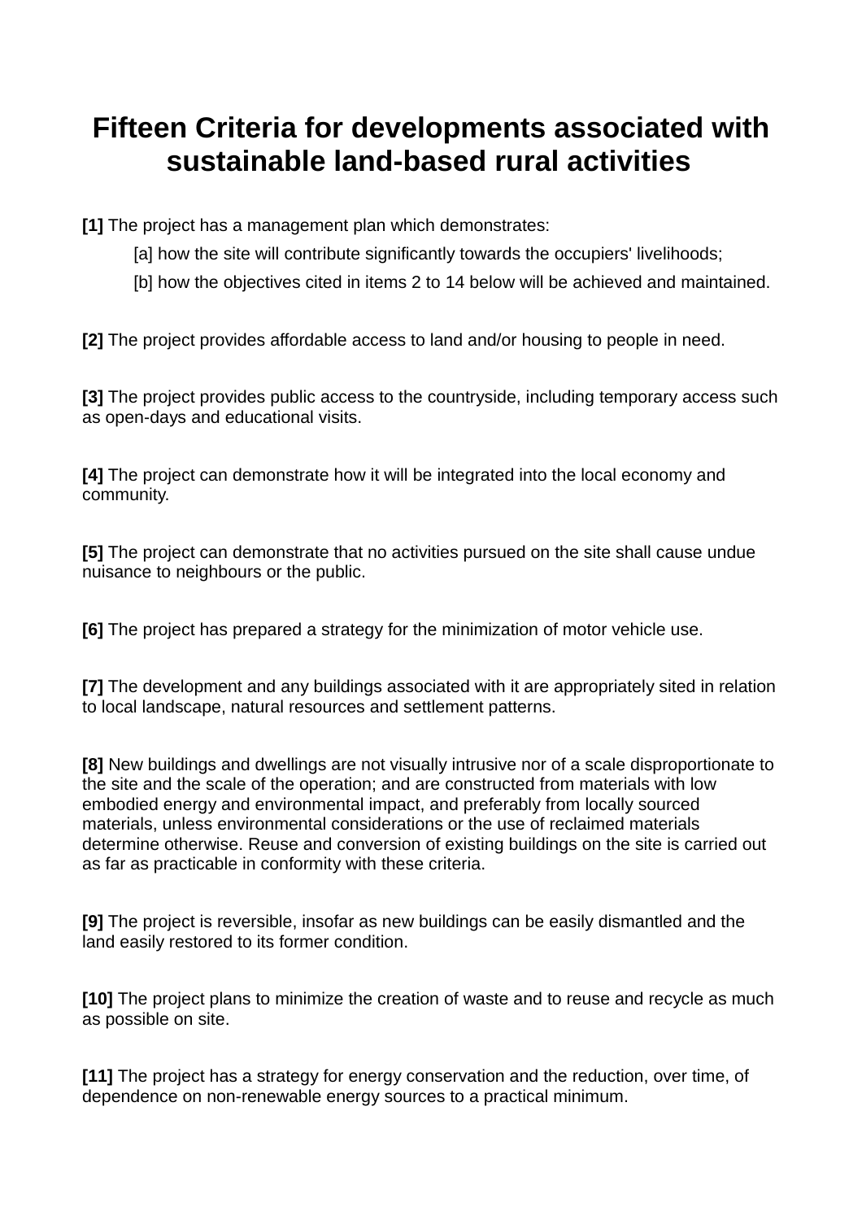# Fifteen Criteria for developments associated with sustainable land-based rural activities

**[1]** The project has a management plan which demonstrates:

[a] how the site will contribute significantly towards the occupiers' livelihoods;

[b] how the objectives cited in items 2 to 14 below will be achieved and maintained.

**[2]** The project provides affordable access to land and/or housing to people in need.

**[3]** The project provides public access to the countryside, including temporary access such as open-days and educational visits.

**[4]** The project can demonstrate how it will be integrated into the local economy and community.

**[5]** The project can demonstrate that no activities pursued on the site shall cause undue nuisance to neighbours or the public.

**[6]** The project has prepared a strategy for the minimization of motor vehicle use.

**[7]** The development and any buildings associated with it are appropriately sited in relation to local landscape, natural resources and settlement patterns.

**[8]** New buildings and dwellings are not visually intrusive nor of a scale disproportionate to the site and the scale of the operation; and are constructed from materials with low embodied energy and environmental impact, and preferably from locally sourced materials, unless environmental considerations or the use of reclaimed materials determine otherwise. Reuse and conversion of existing buildings on the site is carried out as far as practicable in conformity with these criteria.

**[9]** The project is reversible, insofar as new buildings can be easily dismantled and the land easily restored to its former condition.

**[10]** The project plans to minimize the creation of waste and to reuse and recycle as much as possible on site.

**[11]** The project has a strategy for energy conservation and the reduction, over time, of dependence on non-renewable energy sources to a practical minimum.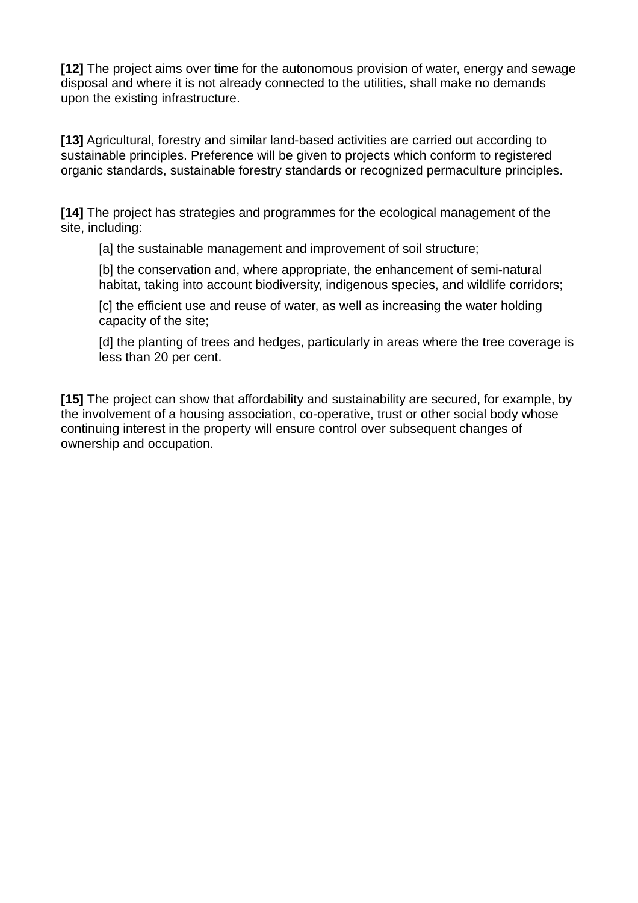**[12]** The project aims over time for the autonomous provision of water, energy and sewage disposal and where it is not already connected to the utilities, shall make no demands upon the existing infrastructure.

**[13]** Agricultural, forestry and similar land-based activities are carried out according to sustainable principles. Preference will be given to projects which conform to registered organic standards, sustainable forestry standards or recognized permaculture principles.

**[14]** The project has strategies and programmes for the ecological management of the site, including:

> [a] the sustainable management and improvement of soil structure;
>
> [b] the conservation and, where appropriate, the enhancement of semi-natural habitat, taking into account biodiversity, indigenous species, and wildlife corridors;
>
> [c] the efficient use and reuse of water, as well as increasing the water holding capacity of the site;
>
> [d] the planting of trees and hedges, particularly in areas where the tree coverage is less than 20 per cent.

**[15]** The project can show that affordability and sustainability are secured, for example, by the involvement of a housing association, co-operative, trust or other social body whose continuing interest in the property will ensure control over subsequent changes of ownership and occupation.